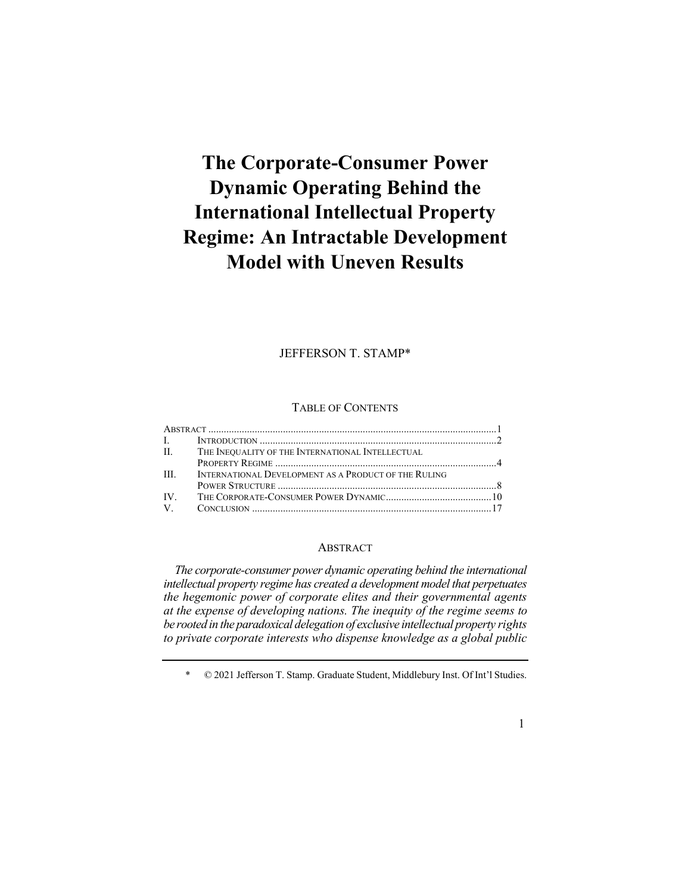# The Corporate-Consumer Power Dynamic Operating Behind the International Intellectual Property Regime: An Intractable Development Model with Uneven Results

JEFFERSON T. STAMP*

TABLE OF CONTENTS

| | | |
|---|---|---|
| ABSTRACT | | 1 |
| I. | INTRODUCTION | 2 |
| II. | THE INEQUALITY OF THE INTERNATIONAL INTELLECTUAL PROPERTY REGIME | 4 |
| III. | INTERNATIONAL DEVELOPMENT AS A PRODUCT OF THE RULING POWER STRUCTURE | 8 |
| IV. | THE CORPORATE-CONSUMER POWER DYNAMIC | 10 |
| V. | CONCLUSION | 17 |

## ABSTRACT

*The corporate-consumer power dynamic operating behind the international intellectual property regime has created a development model that perpetuates the hegemonic power of corporate elites and their governmental agents at the expense of developing nations. The inequity of the regime seems to be rooted in the paradoxical delegation of exclusive intellectual property rights to private corporate interests who dispense knowledge as a global public*

---

\* © 2021 Jefferson T. Stamp. Graduate Student, Middlebury Inst. Of Int'l Studies.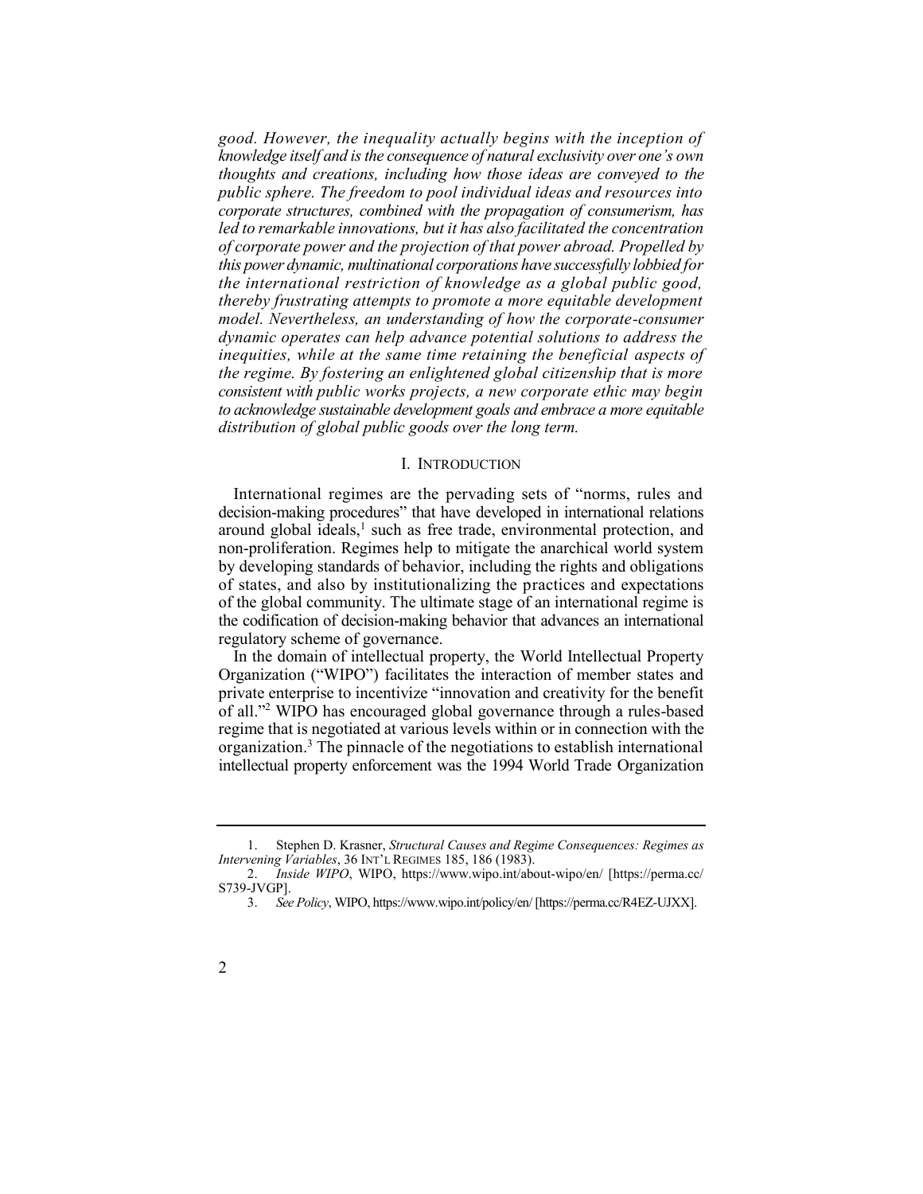*good. However, the inequality actually begins with the inception of knowledge itself and is the consequence of natural exclusivity over one's own thoughts and creations, including how those ideas are conveyed to the public sphere. The freedom to pool individual ideas and resources into corporate structures, combined with the propagation of consumerism, has led to remarkable innovations, but it has also facilitated the concentration of corporate power and the projection of that power abroad. Propelled by this power dynamic, multinational corporations have successfully lobbied for the international restriction of knowledge as a global public good, thereby frustrating attempts to promote a more equitable development model. Nevertheless, an understanding of how the corporate-consumer dynamic operates can help advance potential solutions to address the inequities, while at the same time retaining the beneficial aspects of the regime. By fostering an enlightened global citizenship that is more consistent with public works projects, a new corporate ethic may begin to acknowledge sustainable development goals and embrace a more equitable distribution of global public goods over the long term.*

## I. INTRODUCTION

International regimes are the pervading sets of "norms, rules and decision-making procedures" that have developed in international relations around global ideals,[1] such as free trade, environmental protection, and non-proliferation. Regimes help to mitigate the anarchical world system by developing standards of behavior, including the rights and obligations of states, and also by institutionalizing the practices and expectations of the global community. The ultimate stage of an international regime is the codification of decision-making behavior that advances an international regulatory scheme of governance.

In the domain of intellectual property, the World Intellectual Property Organization ("WIPO") facilitates the interaction of member states and private enterprise to incentivize "innovation and creativity for the benefit of all."[2] WIPO has encouraged global governance through a rules-based regime that is negotiated at various levels within or in connection with the organization.[3] The pinnacle of the negotiations to establish international intellectual property enforcement was the 1994 World Trade Organization

---

1. Stephen D. Krasner, *Structural Causes and Regime Consequences: Regimes as Intervening Variables*, 36 INT'L REGIMES 185, 186 (1983).

2. *Inside WIPO*, WIPO, https://www.wipo.int/about-wipo/en/ [https://perma.cc/S739-JVGP].

3. *See Policy*, WIPO, https://www.wipo.int/policy/en/ [https://perma.cc/R4EZ-UJXX].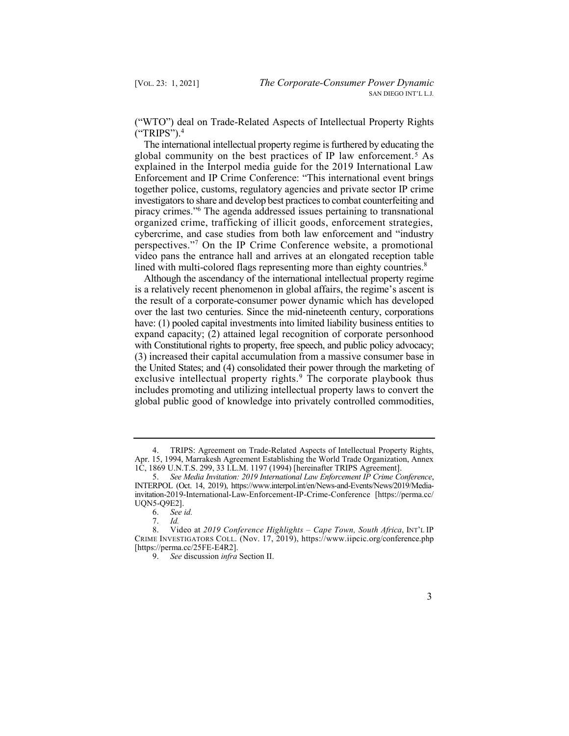("WTO") deal on Trade-Related Aspects of Intellectual Property Rights ("TRIPS").[4]

The international intellectual property regime is furthered by educating the global community on the best practices of IP law enforcement.[5] As explained in the Interpol media guide for the 2019 International Law Enforcement and IP Crime Conference: "This international event brings together police, customs, regulatory agencies and private sector IP crime investigators to share and develop best practices to combat counterfeiting and piracy crimes."[6] The agenda addressed issues pertaining to transnational organized crime, trafficking of illicit goods, enforcement strategies, cybercrime, and case studies from both law enforcement and "industry perspectives."[7] On the IP Crime Conference website, a promotional video pans the entrance hall and arrives at an elongated reception table lined with multi-colored flags representing more than eighty countries.[8]

Although the ascendancy of the international intellectual property regime is a relatively recent phenomenon in global affairs, the regime's ascent is the result of a corporate-consumer power dynamic which has developed over the last two centuries. Since the mid-nineteenth century, corporations have: (1) pooled capital investments into limited liability business entities to expand capacity; (2) attained legal recognition of corporate personhood with Constitutional rights to property, free speech, and public policy advocacy; (3) increased their capital accumulation from a massive consumer base in the United States; and (4) consolidated their power through the marketing of exclusive intellectual property rights.[9] The corporate playbook thus includes promoting and utilizing intellectual property laws to convert the global public good of knowledge into privately controlled commodities,

---

4. TRIPS: Agreement on Trade-Related Aspects of Intellectual Property Rights, Apr. 15, 1994, Marrakesh Agreement Establishing the World Trade Organization, Annex 1C, 1869 U.N.T.S. 299, 33 I.L.M. 1197 (1994) [hereinafter TRIPS Agreement].

5. *See Media Invitation: 2019 International Law Enforcement IP Crime Conference*, INTERPOL (Oct. 14, 2019), https://www.interpol.int/en/News-and-Events/News/2019/Media-invitation-2019-International-Law-Enforcement-IP-Crime-Conference [https://perma.cc/UQN5-Q9E2].

6. *See id.*

7. *Id.*

8. Video at *2019 Conference Highlights – Cape Town, South Africa*, INT'L IP CRIME INVESTIGATORS COLL. (Nov. 17, 2019), https://www.iipcic.org/conference.php [https://perma.cc/25FE-E4R2].

9. *See* discussion *infra* Section II.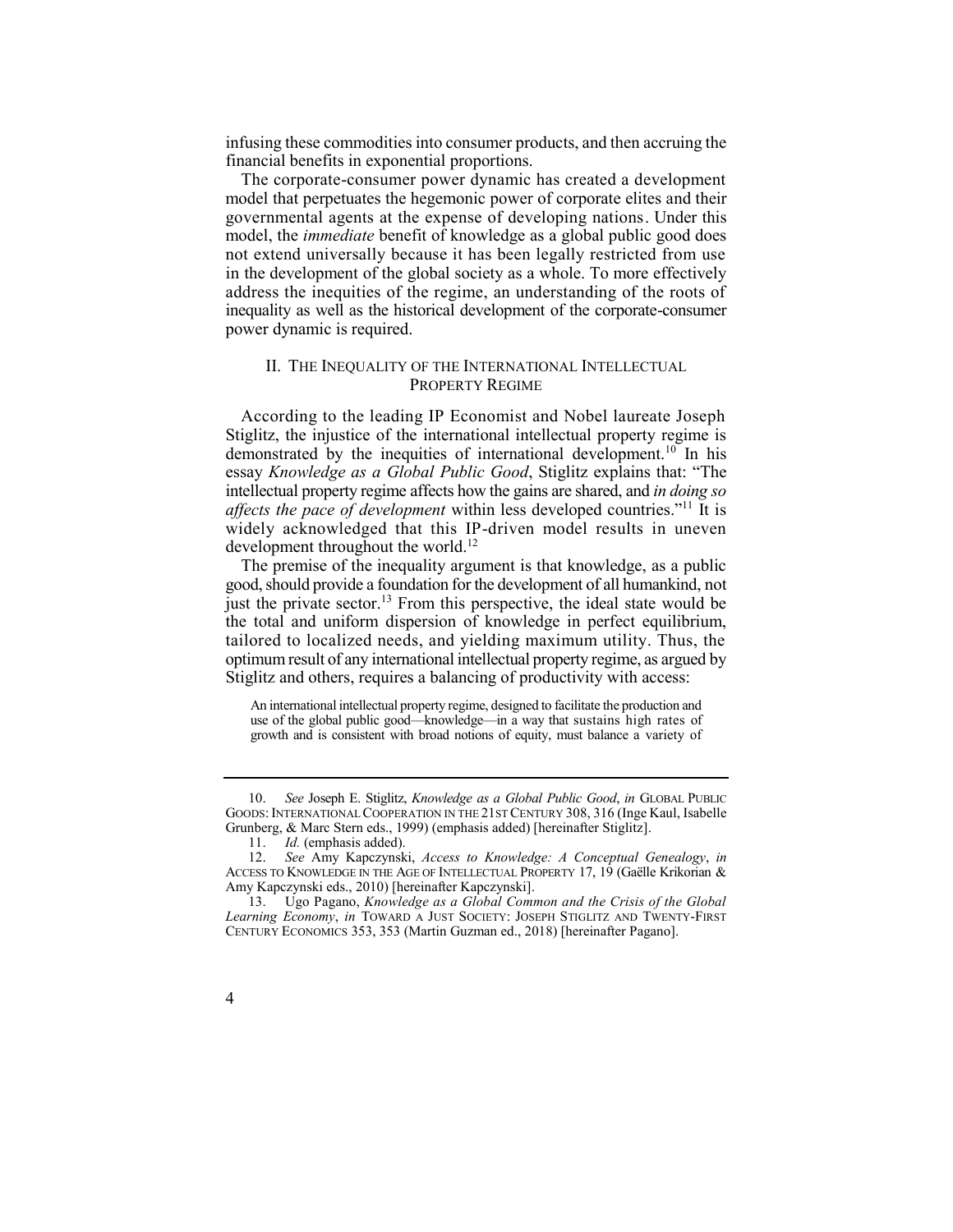infusing these commodities into consumer products, and then accruing the financial benefits in exponential proportions.

The corporate-consumer power dynamic has created a development model that perpetuates the hegemonic power of corporate elites and their governmental agents at the expense of developing nations. Under this model, the *immediate* benefit of knowledge as a global public good does not extend universally because it has been legally restricted from use in the development of the global society as a whole. To more effectively address the inequities of the regime, an understanding of the roots of inequality as well as the historical development of the corporate-consumer power dynamic is required.

## II. THE INEQUALITY OF THE INTERNATIONAL INTELLECTUAL PROPERTY REGIME

According to the leading IP Economist and Nobel laureate Joseph Stiglitz, the injustice of the international intellectual property regime is demonstrated by the inequities of international development.[10] In his essay *Knowledge as a Global Public Good*, Stiglitz explains that: "The intellectual property regime affects how the gains are shared, and *in doing so affects the pace of development* within less developed countries."[11] It is widely acknowledged that this IP-driven model results in uneven development throughout the world.[12]

The premise of the inequality argument is that knowledge, as a public good, should provide a foundation for the development of all humankind, not just the private sector.[13] From this perspective, the ideal state would be the total and uniform dispersion of knowledge in perfect equilibrium, tailored to localized needs, and yielding maximum utility. Thus, the optimum result of any international intellectual property regime, as argued by Stiglitz and others, requires a balancing of productivity with access:

> An international intellectual property regime, designed to facilitate the production and use of the global public good—knowledge—in a way that sustains high rates of growth and is consistent with broad notions of equity, must balance a variety of

---

10. *See* Joseph E. Stiglitz, *Knowledge as a Global Public Good*, *in* GLOBAL PUBLIC GOODS: INTERNATIONAL COOPERATION IN THE 21ST CENTURY 308, 316 (Inge Kaul, Isabelle Grunberg, & Marc Stern eds., 1999) (emphasis added) [hereinafter Stiglitz].

11. *Id.* (emphasis added).

12. *See* Amy Kapczynski, *Access to Knowledge: A Conceptual Genealogy*, *in* ACCESS TO KNOWLEDGE IN THE AGE OF INTELLECTUAL PROPERTY 17, 19 (Gaëlle Krikorian & Amy Kapczynski eds., 2010) [hereinafter Kapczynski].

13. Ugo Pagano, *Knowledge as a Global Common and the Crisis of the Global Learning Economy*, *in* TOWARD A JUST SOCIETY: JOSEPH STIGLITZ AND TWENTY-FIRST CENTURY ECONOMICS 353, 353 (Martin Guzman ed., 2018) [hereinafter Pagano].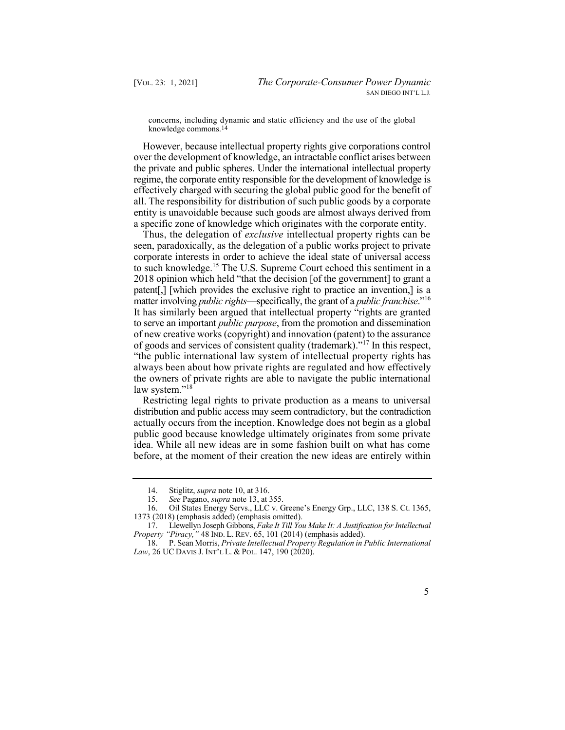> concerns, including dynamic and static efficiency and the use of the global knowledge commons.[14]

However, because intellectual property rights give corporations control over the development of knowledge, an intractable conflict arises between the private and public spheres. Under the international intellectual property regime, the corporate entity responsible for the development of knowledge is effectively charged with securing the global public good for the benefit of all. The responsibility for distribution of such public goods by a corporate entity is unavoidable because such goods are almost always derived from a specific zone of knowledge which originates with the corporate entity.

Thus, the delegation of *exclusive* intellectual property rights can be seen, paradoxically, as the delegation of a public works project to private corporate interests in order to achieve the ideal state of universal access to such knowledge.[15] The U.S. Supreme Court echoed this sentiment in a 2018 opinion which held "that the decision [of the government] to grant a patent[,] [which provides the exclusive right to practice an invention,] is a matter involving *public rights*—specifically, the grant of a *public franchise*."[16] It has similarly been argued that intellectual property "rights are granted to serve an important *public purpose*, from the promotion and dissemination of new creative works (copyright) and innovation (patent) to the assurance of goods and services of consistent quality (trademark)."[17] In this respect, "the public international law system of intellectual property rights has always been about how private rights are regulated and how effectively the owners of private rights are able to navigate the public international law system."[18]

Restricting legal rights to private production as a means to universal distribution and public access may seem contradictory, but the contradiction actually occurs from the inception. Knowledge does not begin as a global public good because knowledge ultimately originates from some private idea. While all new ideas are in some fashion built on what has come before, at the moment of their creation the new ideas are entirely within

---

14. Stiglitz, *supra* note 10, at 316.

15. *See* Pagano, *supra* note 13, at 355.

16. Oil States Energy Servs., LLC v. Greene's Energy Grp., LLC, 138 S. Ct. 1365, 1373 (2018) (emphasis added) (emphasis omitted).

17. Llewellyn Joseph Gibbons, *Fake It Till You Make It: A Justification for Intellectual Property "Piracy,"* 48 IND. L. REV. 65, 101 (2014) (emphasis added).

18. P. Sean Morris, *Private Intellectual Property Regulation in Public International Law*, 26 UC DAVIS J. INT'L L. & POL. 147, 190 (2020).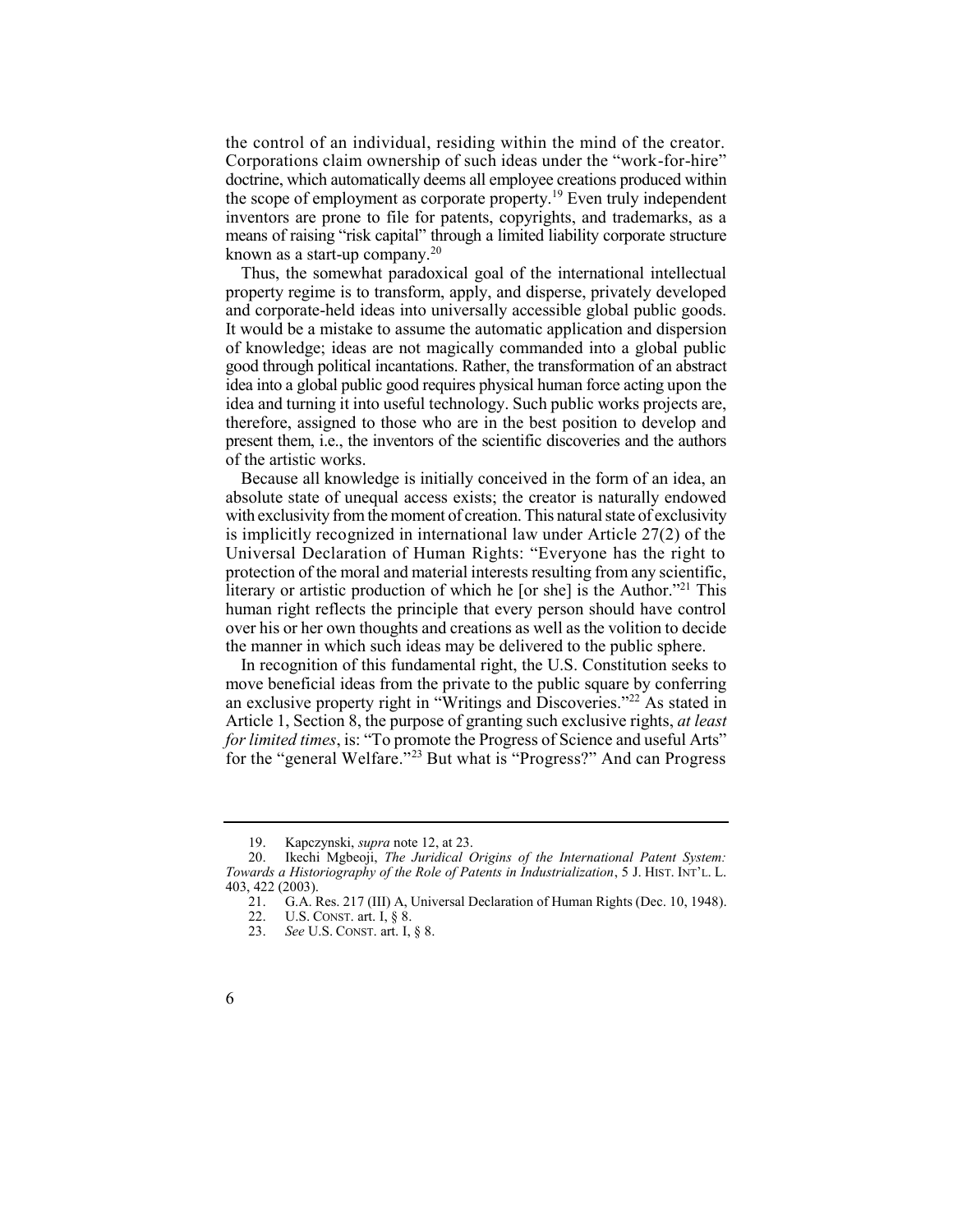the control of an individual, residing within the mind of the creator. Corporations claim ownership of such ideas under the "work-for-hire" doctrine, which automatically deems all employee creations produced within the scope of employment as corporate property.[19] Even truly independent inventors are prone to file for patents, copyrights, and trademarks, as a means of raising "risk capital" through a limited liability corporate structure known as a start-up company.[20]

Thus, the somewhat paradoxical goal of the international intellectual property regime is to transform, apply, and disperse, privately developed and corporate-held ideas into universally accessible global public goods. It would be a mistake to assume the automatic application and dispersion of knowledge; ideas are not magically commanded into a global public good through political incantations. Rather, the transformation of an abstract idea into a global public good requires physical human force acting upon the idea and turning it into useful technology. Such public works projects are, therefore, assigned to those who are in the best position to develop and present them, i.e., the inventors of the scientific discoveries and the authors of the artistic works.

Because all knowledge is initially conceived in the form of an idea, an absolute state of unequal access exists; the creator is naturally endowed with exclusivity from the moment of creation. This natural state of exclusivity is implicitly recognized in international law under Article 27(2) of the Universal Declaration of Human Rights: "Everyone has the right to protection of the moral and material interests resulting from any scientific, literary or artistic production of which he [or she] is the Author."[21] This human right reflects the principle that every person should have control over his or her own thoughts and creations as well as the volition to decide the manner in which such ideas may be delivered to the public sphere.

In recognition of this fundamental right, the U.S. Constitution seeks to move beneficial ideas from the private to the public square by conferring an exclusive property right in "Writings and Discoveries."[22] As stated in Article 1, Section 8, the purpose of granting such exclusive rights, *at least for limited times*, is: "To promote the Progress of Science and useful Arts" for the "general Welfare."[23] But what is "Progress?" And can Progress

---

19. Kapczynski, *supra* note 12, at 23.

20. Ikechi Mgbeoji, *The Juridical Origins of the International Patent System: Towards a Historiography of the Role of Patents in Industrialization*, 5 J. HIST. INT'L. L. 403, 422 (2003).

21. G.A. Res. 217 (III) A, Universal Declaration of Human Rights (Dec. 10, 1948).

22. U.S. CONST. art. I, § 8.

23. *See* U.S. CONST. art. I, § 8.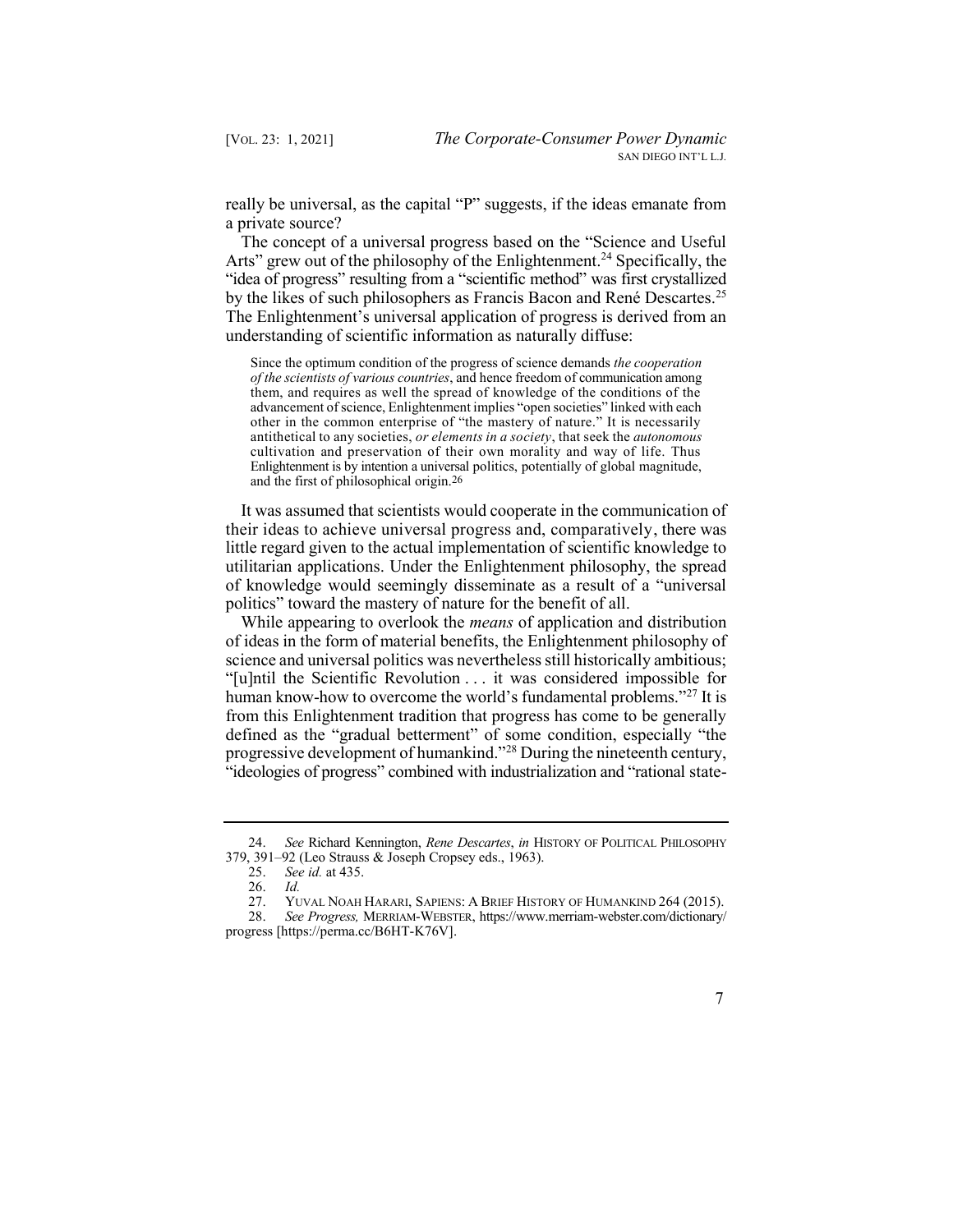really be universal, as the capital "P" suggests, if the ideas emanate from a private source?

The concept of a universal progress based on the "Science and Useful Arts" grew out of the philosophy of the Enlightenment.[24] Specifically, the "idea of progress" resulting from a "scientific method" was first crystallized by the likes of such philosophers as Francis Bacon and René Descartes.[25] The Enlightenment's universal application of progress is derived from an understanding of scientific information as naturally diffuse:

> Since the optimum condition of the progress of science demands *the cooperation of the scientists of various countries*, and hence freedom of communication among them, and requires as well the spread of knowledge of the conditions of the advancement of science, Enlightenment implies "open societies" linked with each other in the common enterprise of "the mastery of nature." It is necessarily antithetical to any societies, *or elements in a society*, that seek the *autonomous* cultivation and preservation of their own morality and way of life. Thus Enlightenment is by intention a universal politics, potentially of global magnitude, and the first of philosophical origin.[26]

It was assumed that scientists would cooperate in the communication of their ideas to achieve universal progress and, comparatively, there was little regard given to the actual implementation of scientific knowledge to utilitarian applications. Under the Enlightenment philosophy, the spread of knowledge would seemingly disseminate as a result of a "universal politics" toward the mastery of nature for the benefit of all.

While appearing to overlook the *means* of application and distribution of ideas in the form of material benefits, the Enlightenment philosophy of science and universal politics was nevertheless still historically ambitious; "[u]ntil the Scientific Revolution . . . it was considered impossible for human know-how to overcome the world's fundamental problems."[27] It is from this Enlightenment tradition that progress has come to be generally defined as the "gradual betterment" of some condition, especially "the progressive development of humankind."[28] During the nineteenth century, "ideologies of progress" combined with industrialization and "rational state-

---

24. *See* Richard Kennington, *Rene Descartes*, *in* HISTORY OF POLITICAL PHILOSOPHY 379, 391–92 (Leo Strauss & Joseph Cropsey eds., 1963).

25. *See id.* at 435.

26. *Id.*

27. YUVAL NOAH HARARI, SAPIENS: A BRIEF HISTORY OF HUMANKIND 264 (2015).

28. *See Progress,* MERRIAM-WEBSTER, https://www.merriam-webster.com/dictionary/progress [https://perma.cc/B6HT-K76V].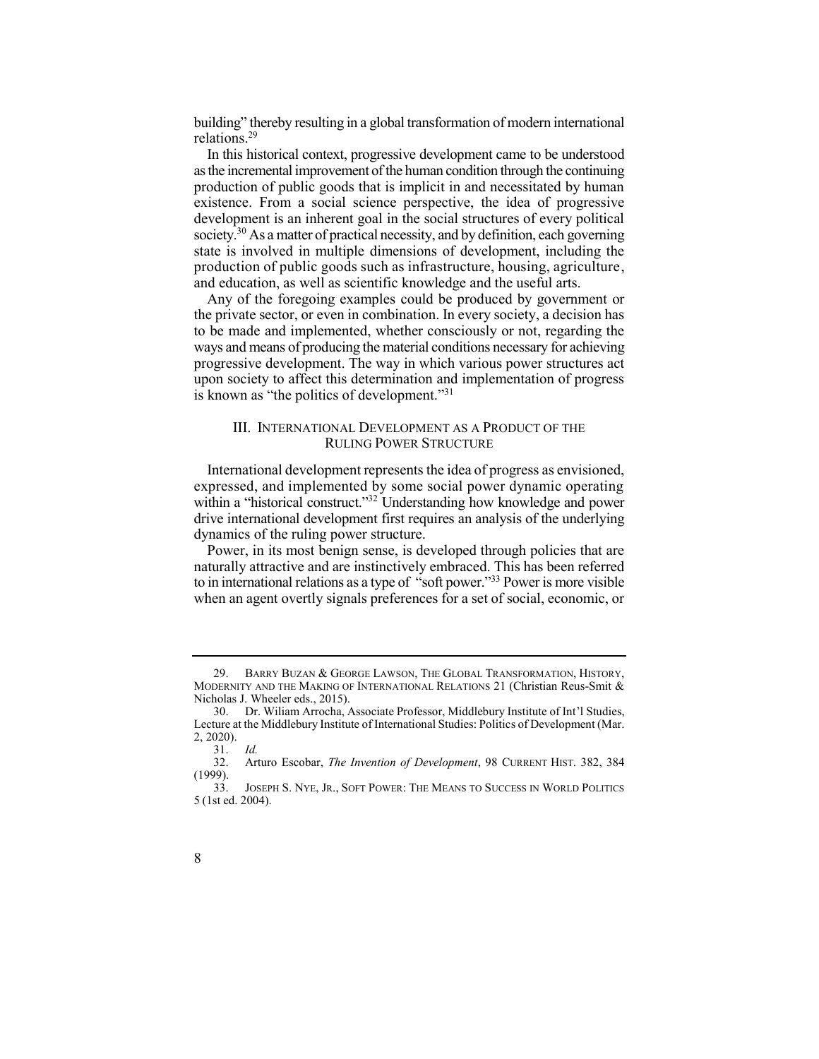building" thereby resulting in a global transformation of modern international relations.[29]

In this historical context, progressive development came to be understood as the incremental improvement of the human condition through the continuing production of public goods that is implicit in and necessitated by human existence. From a social science perspective, the idea of progressive development is an inherent goal in the social structures of every political society.[30] As a matter of practical necessity, and by definition, each governing state is involved in multiple dimensions of development, including the production of public goods such as infrastructure, housing, agriculture, and education, as well as scientific knowledge and the useful arts.

Any of the foregoing examples could be produced by government or the private sector, or even in combination. In every society, a decision has to be made and implemented, whether consciously or not, regarding the ways and means of producing the material conditions necessary for achieving progressive development. The way in which various power structures act upon society to affect this determination and implementation of progress is known as "the politics of development."[31]

## III. INTERNATIONAL DEVELOPMENT AS A PRODUCT OF THE RULING POWER STRUCTURE

International development represents the idea of progress as envisioned, expressed, and implemented by some social power dynamic operating within a "historical construct."[32] Understanding how knowledge and power drive international development first requires an analysis of the underlying dynamics of the ruling power structure.

Power, in its most benign sense, is developed through policies that are naturally attractive and are instinctively embraced. This has been referred to in international relations as a type of "soft power."[33] Power is more visible when an agent overtly signals preferences for a set of social, economic, or

---

29. BARRY BUZAN & GEORGE LAWSON, THE GLOBAL TRANSFORMATION, HISTORY, MODERNITY AND THE MAKING OF INTERNATIONAL RELATIONS 21 (Christian Reus-Smit & Nicholas J. Wheeler eds., 2015).

30. Dr. Wiliam Arrocha, Associate Professor, Middlebury Institute of Int'l Studies, Lecture at the Middlebury Institute of International Studies: Politics of Development (Mar. 2, 2020).

31. *Id.*

32. Arturo Escobar, *The Invention of Development*, 98 CURRENT HIST. 382, 384 (1999).

33. JOSEPH S. NYE, JR., SOFT POWER: THE MEANS TO SUCCESS IN WORLD POLITICS 5 (1st ed. 2004).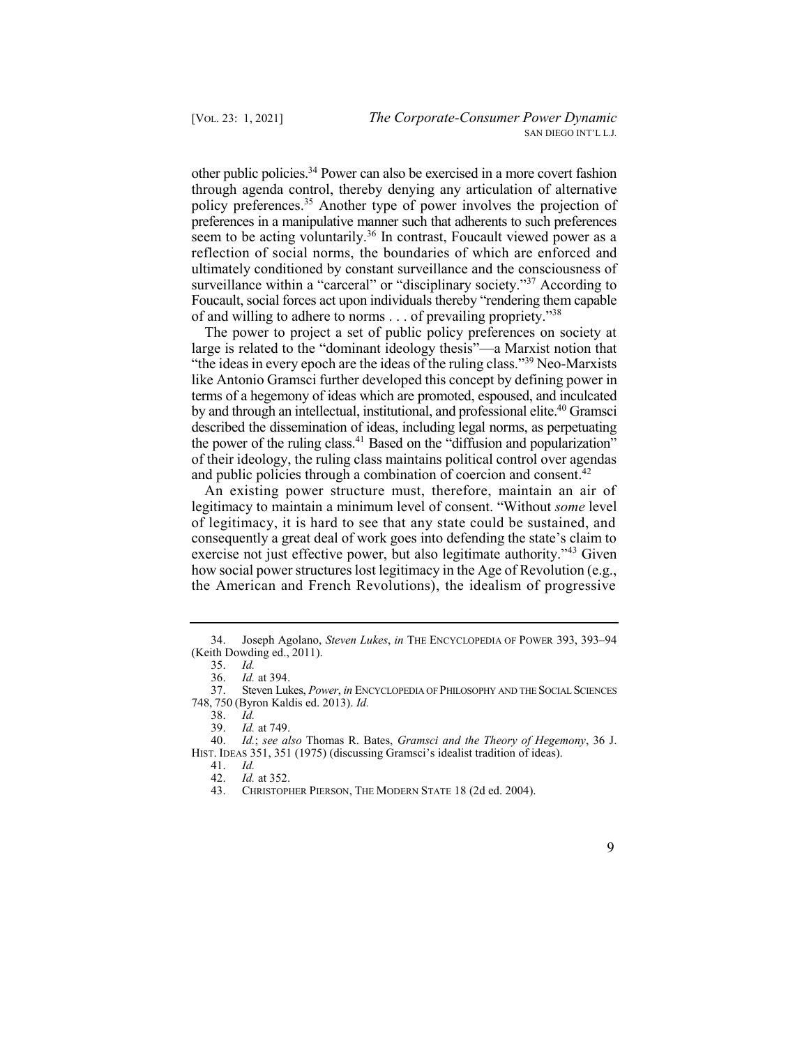other public policies.[34] Power can also be exercised in a more covert fashion through agenda control, thereby denying any articulation of alternative policy preferences.[35] Another type of power involves the projection of preferences in a manipulative manner such that adherents to such preferences seem to be acting voluntarily.[36] In contrast, Foucault viewed power as a reflection of social norms, the boundaries of which are enforced and ultimately conditioned by constant surveillance and the consciousness of surveillance within a "carceral" or "disciplinary society."[37] According to Foucault, social forces act upon individuals thereby "rendering them capable of and willing to adhere to norms . . . of prevailing propriety."[38]

The power to project a set of public policy preferences on society at large is related to the "dominant ideology thesis"—a Marxist notion that "the ideas in every epoch are the ideas of the ruling class."[39] Neo-Marxists like Antonio Gramsci further developed this concept by defining power in terms of a hegemony of ideas which are promoted, espoused, and inculcated by and through an intellectual, institutional, and professional elite.[40] Gramsci described the dissemination of ideas, including legal norms, as perpetuating the power of the ruling class.[41] Based on the "diffusion and popularization" of their ideology, the ruling class maintains political control over agendas and public policies through a combination of coercion and consent.[42]

An existing power structure must, therefore, maintain an air of legitimacy to maintain a minimum level of consent. "Without *some* level of legitimacy, it is hard to see that any state could be sustained, and consequently a great deal of work goes into defending the state's claim to exercise not just effective power, but also legitimate authority."[43] Given how social power structures lost legitimacy in the Age of Revolution (e.g., the American and French Revolutions), the idealism of progressive

---

34. Joseph Agolano, *Steven Lukes*, *in* THE ENCYCLOPEDIA OF POWER 393, 393–94 (Keith Dowding ed., 2011).

35. *Id.*

36. *Id.* at 394.

37. Steven Lukes, *Power*, *in* ENCYCLOPEDIA OF PHILOSOPHY AND THE SOCIAL SCIENCES 748, 750 (Byron Kaldis ed. 2013). *Id.*

38. *Id.*

39. *Id.* at 749.

40. *Id.*; *see also* Thomas R. Bates, *Gramsci and the Theory of Hegemony*, 36 J. HIST. IDEAS 351, 351 (1975) (discussing Gramsci's idealist tradition of ideas).

41. *Id.*

42. *Id.* at 352.

43. CHRISTOPHER PIERSON, THE MODERN STATE 18 (2d ed. 2004).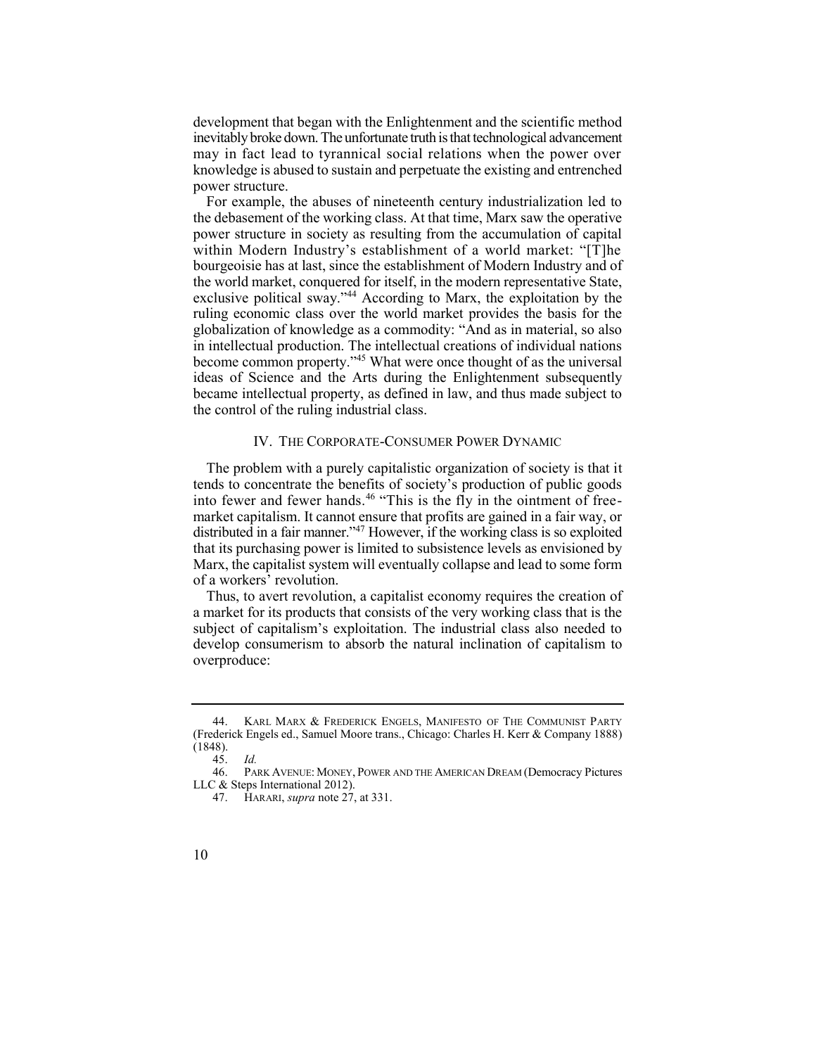development that began with the Enlightenment and the scientific method inevitably broke down. The unfortunate truth is that technological advancement may in fact lead to tyrannical social relations when the power over knowledge is abused to sustain and perpetuate the existing and entrenched power structure.

For example, the abuses of nineteenth century industrialization led to the debasement of the working class. At that time, Marx saw the operative power structure in society as resulting from the accumulation of capital within Modern Industry's establishment of a world market: "[T]he bourgeoisie has at last, since the establishment of Modern Industry and of the world market, conquered for itself, in the modern representative State, exclusive political sway."[44] According to Marx, the exploitation by the ruling economic class over the world market provides the basis for the globalization of knowledge as a commodity: "And as in material, so also in intellectual production. The intellectual creations of individual nations become common property."[45] What were once thought of as the universal ideas of Science and the Arts during the Enlightenment subsequently became intellectual property, as defined in law, and thus made subject to the control of the ruling industrial class.

## IV. The Corporate-Consumer Power Dynamic

The problem with a purely capitalistic organization of society is that it tends to concentrate the benefits of society's production of public goods into fewer and fewer hands.[46] "This is the fly in the ointment of free-market capitalism. It cannot ensure that profits are gained in a fair way, or distributed in a fair manner."[47] However, if the working class is so exploited that its purchasing power is limited to subsistence levels as envisioned by Marx, the capitalist system will eventually collapse and lead to some form of a workers' revolution.

Thus, to avert revolution, a capitalist economy requires the creation of a market for its products that consists of the very working class that is the subject of capitalism's exploitation. The industrial class also needed to develop consumerism to absorb the natural inclination of capitalism to overproduce:

---

44. Karl Marx & Frederick Engels, Manifesto of The Communist Party (Frederick Engels ed., Samuel Moore trans., Chicago: Charles H. Kerr & Company 1888) (1848).

45. *Id.*

46. Park Avenue: Money, Power and the American Dream (Democracy Pictures LLC & Steps International 2012).

47. Harari, *supra* note 27, at 331.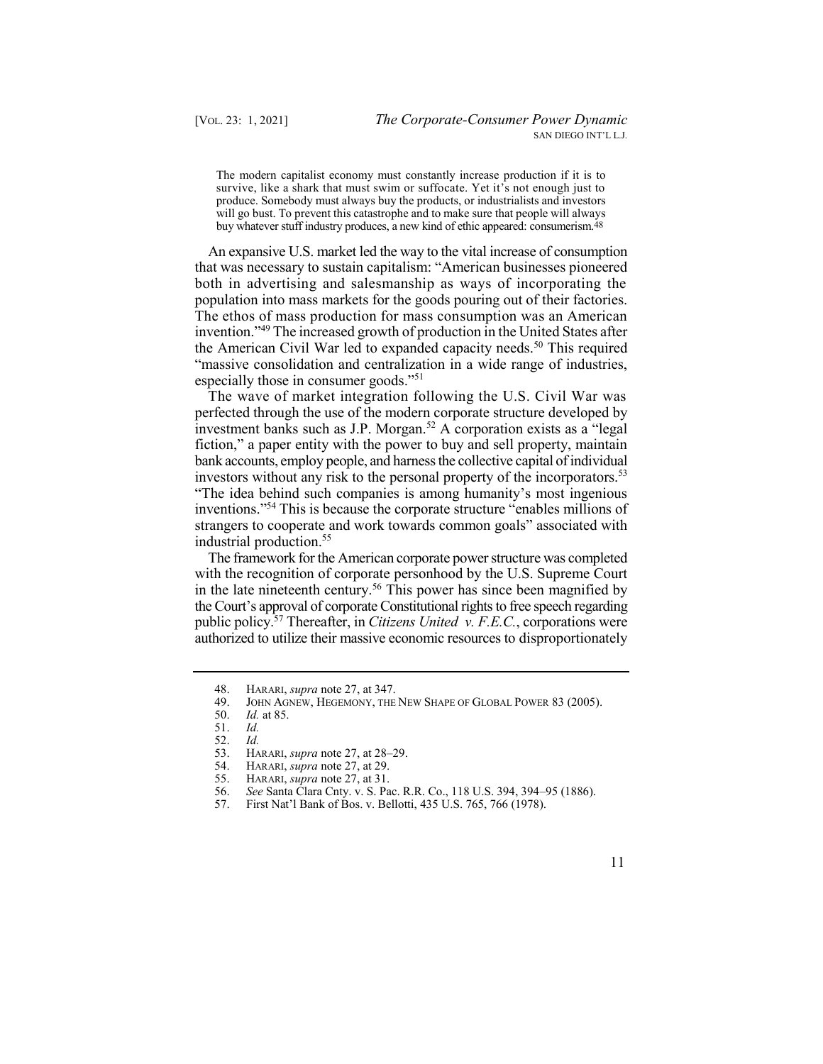> The modern capitalist economy must constantly increase production if it is to survive, like a shark that must swim or suffocate. Yet it's not enough just to produce. Somebody must always buy the products, or industrialists and investors will go bust. To prevent this catastrophe and to make sure that people will always buy whatever stuff industry produces, a new kind of ethic appeared: consumerism.[48]

An expansive U.S. market led the way to the vital increase of consumption that was necessary to sustain capitalism: "American businesses pioneered both in advertising and salesmanship as ways of incorporating the population into mass markets for the goods pouring out of their factories. The ethos of mass production for mass consumption was an American invention."[49] The increased growth of production in the United States after the American Civil War led to expanded capacity needs.[50] This required "massive consolidation and centralization in a wide range of industries, especially those in consumer goods."[51]

The wave of market integration following the U.S. Civil War was perfected through the use of the modern corporate structure developed by investment banks such as J.P. Morgan.[52] A corporation exists as a "legal fiction," a paper entity with the power to buy and sell property, maintain bank accounts, employ people, and harness the collective capital of individual investors without any risk to the personal property of the incorporators.[53] "The idea behind such companies is among humanity's most ingenious inventions."[54] This is because the corporate structure "enables millions of strangers to cooperate and work towards common goals" associated with industrial production.[55]

The framework for the American corporate power structure was completed with the recognition of corporate personhood by the U.S. Supreme Court in the late nineteenth century.[56] This power has since been magnified by the Court's approval of corporate Constitutional rights to free speech regarding public policy.[57] Thereafter, in *Citizens United v. F.E.C.*, corporations were authorized to utilize their massive economic resources to disproportionately

---

48. HARARI, *supra* note 27, at 347.
49. JOHN AGNEW, HEGEMONY, THE NEW SHAPE OF GLOBAL POWER 83 (2005).
50. *Id.* at 85.
51. *Id.*
52. *Id.*
53. HARARI, *supra* note 27, at 28–29.
54. HARARI, *supra* note 27, at 29.
55. HARARI, *supra* note 27, at 31.
56. *See* Santa Clara Cnty. v. S. Pac. R.R. Co., 118 U.S. 394, 394–95 (1886).
57. First Nat'l Bank of Bos. v. Bellotti, 435 U.S. 765, 766 (1978).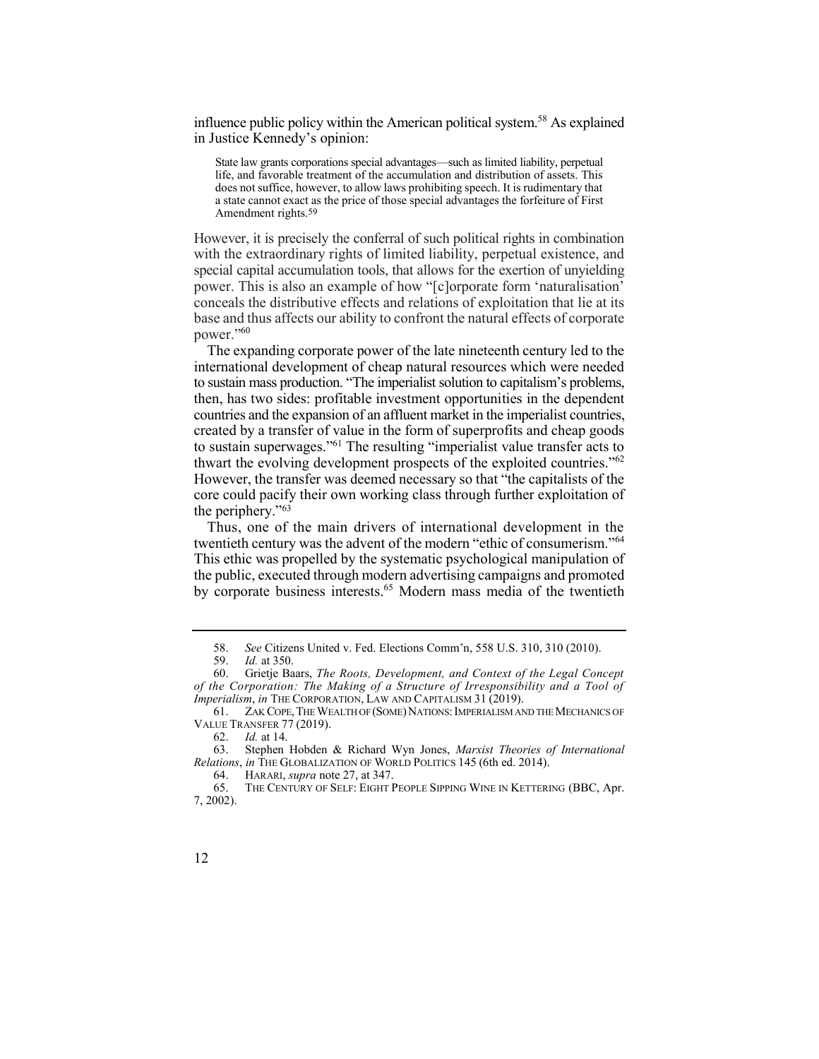influence public policy within the American political system.[58] As explained in Justice Kennedy's opinion:

> State law grants corporations special advantages—such as limited liability, perpetual life, and favorable treatment of the accumulation and distribution of assets. This does not suffice, however, to allow laws prohibiting speech. It is rudimentary that a state cannot exact as the price of those special advantages the forfeiture of First Amendment rights.[59]

However, it is precisely the conferral of such political rights in combination with the extraordinary rights of limited liability, perpetual existence, and special capital accumulation tools, that allows for the exertion of unyielding power. This is also an example of how "[c]orporate form 'naturalisation' conceals the distributive effects and relations of exploitation that lie at its base and thus affects our ability to confront the natural effects of corporate power."[60]

The expanding corporate power of the late nineteenth century led to the international development of cheap natural resources which were needed to sustain mass production. "The imperialist solution to capitalism's problems, then, has two sides: profitable investment opportunities in the dependent countries and the expansion of an affluent market in the imperialist countries, created by a transfer of value in the form of superprofits and cheap goods to sustain superwages."[61] The resulting "imperialist value transfer acts to thwart the evolving development prospects of the exploited countries."[62] However, the transfer was deemed necessary so that "the capitalists of the core could pacify their own working class through further exploitation of the periphery."[63]

Thus, one of the main drivers of international development in the twentieth century was the advent of the modern "ethic of consumerism."[64] This ethic was propelled by the systematic psychological manipulation of the public, executed through modern advertising campaigns and promoted by corporate business interests.[65] Modern mass media of the twentieth

---

58. *See* Citizens United v. Fed. Elections Comm'n, 558 U.S. 310, 310 (2010).

59. *Id.* at 350.

60. Grietje Baars, *The Roots, Development, and Context of the Legal Concept of the Corporation: The Making of a Structure of Irresponsibility and a Tool of Imperialism*, *in* THE CORPORATION, LAW AND CAPITALISM 31 (2019).

61. ZAK COPE, THE WEALTH OF (SOME) NATIONS: IMPERIALISM AND THE MECHANICS OF VALUE TRANSFER 77 (2019).

62. *Id.* at 14.

63. Stephen Hobden & Richard Wyn Jones, *Marxist Theories of International Relations*, *in* THE GLOBALIZATION OF WORLD POLITICS 145 (6th ed. 2014).

64. HARARI, *supra* note 27, at 347.

65. THE CENTURY OF SELF: EIGHT PEOPLE SIPPING WINE IN KETTERING (BBC, Apr. 7, 2002).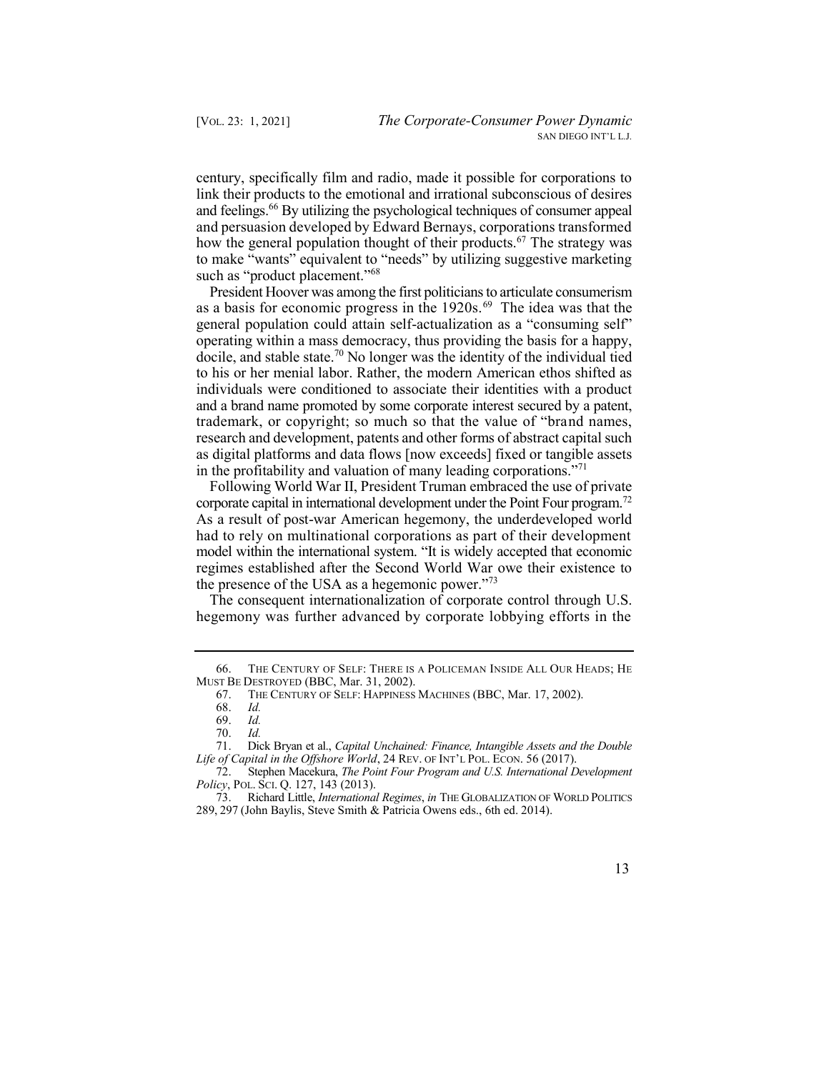century, specifically film and radio, made it possible for corporations to link their products to the emotional and irrational subconscious of desires and feelings.[66] By utilizing the psychological techniques of consumer appeal and persuasion developed by Edward Bernays, corporations transformed how the general population thought of their products.[67] The strategy was to make "wants" equivalent to "needs" by utilizing suggestive marketing such as "product placement."[68]

President Hoover was among the first politicians to articulate consumerism as a basis for economic progress in the 1920s.[69] The idea was that the general population could attain self-actualization as a "consuming self" operating within a mass democracy, thus providing the basis for a happy, docile, and stable state.[70] No longer was the identity of the individual tied to his or her menial labor. Rather, the modern American ethos shifted as individuals were conditioned to associate their identities with a product and a brand name promoted by some corporate interest secured by a patent, trademark, or copyright; so much so that the value of "brand names, research and development, patents and other forms of abstract capital such as digital platforms and data flows [now exceeds] fixed or tangible assets in the profitability and valuation of many leading corporations."[71]

Following World War II, President Truman embraced the use of private corporate capital in international development under the Point Four program.[72] As a result of post-war American hegemony, the underdeveloped world had to rely on multinational corporations as part of their development model within the international system. "It is widely accepted that economic regimes established after the Second World War owe their existence to the presence of the USA as a hegemonic power."[73]

The consequent internationalization of corporate control through U.S. hegemony was further advanced by corporate lobbying efforts in the

---

66. THE CENTURY OF SELF: THERE IS A POLICEMAN INSIDE ALL OUR HEADS; HE MUST BE DESTROYED (BBC, Mar. 31, 2002).

67. THE CENTURY OF SELF: HAPPINESS MACHINES (BBC, Mar. 17, 2002).

68. *Id.*

69. *Id.*

70. *Id.*

71. Dick Bryan et al., *Capital Unchained: Finance, Intangible Assets and the Double Life of Capital in the Offshore World*, 24 REV. OF INT'L POL. ECON. 56 (2017).

72. Stephen Macekura, *The Point Four Program and U.S. International Development Policy*, POL. SCI. Q. 127, 143 (2013).

73. Richard Little, *International Regimes*, *in* THE GLOBALIZATION OF WORLD POLITICS 289, 297 (John Baylis, Steve Smith & Patricia Owens eds., 6th ed. 2014).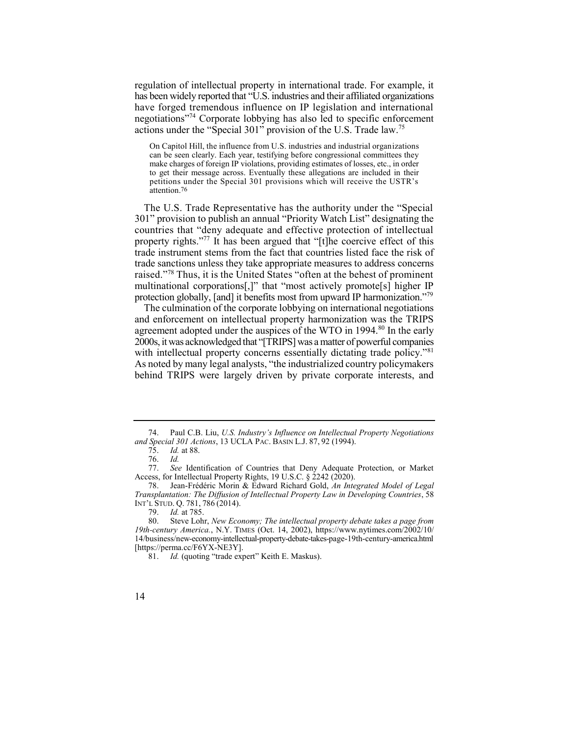regulation of intellectual property in international trade. For example, it has been widely reported that "U.S. industries and their affiliated organizations have forged tremendous influence on IP legislation and international negotiations"[74] Corporate lobbying has also led to specific enforcement actions under the "Special 301" provision of the U.S. Trade law.[75]

> On Capitol Hill, the influence from U.S. industries and industrial organizations can be seen clearly. Each year, testifying before congressional committees they make charges of foreign IP violations, providing estimates of losses, etc., in order to get their message across. Eventually these allegations are included in their petitions under the Special 301 provisions which will receive the USTR's attention.[76]

The U.S. Trade Representative has the authority under the "Special 301" provision to publish an annual "Priority Watch List" designating the countries that "deny adequate and effective protection of intellectual property rights."[77] It has been argued that "[t]he coercive effect of this trade instrument stems from the fact that countries listed face the risk of trade sanctions unless they take appropriate measures to address concerns raised."[78] Thus, it is the United States "often at the behest of prominent multinational corporations[,]" that "most actively promote[s] higher IP protection globally, [and] it benefits most from upward IP harmonization."[79]

The culmination of the corporate lobbying on international negotiations and enforcement on intellectual property harmonization was the TRIPS agreement adopted under the auspices of the WTO in 1994.[80] In the early 2000s, it was acknowledged that "[TRIPS] was a matter of powerful companies with intellectual property concerns essentially dictating trade policy."[81] As noted by many legal analysts, "the industrialized country policymakers behind TRIPS were largely driven by private corporate interests, and

---

74. Paul C.B. Liu, *U.S. Industry's Influence on Intellectual Property Negotiations and Special 301 Actions*, 13 UCLA PAC. BASIN L.J. 87, 92 (1994).

75. *Id.* at 88.

76. *Id.*

77. *See* Identification of Countries that Deny Adequate Protection, or Market Access, for Intellectual Property Rights, 19 U.S.C. § 2242 (2020).

78. Jean-Frédéric Morin & Edward Richard Gold, *An Integrated Model of Legal Transplantation: The Diffusion of Intellectual Property Law in Developing Countries*, 58 INT'L STUD. Q. 781, 786 (2014).

79. *Id.* at 785.

80. Steve Lohr, *New Economy; The intellectual property debate takes a page from 19th-century America.*, N.Y. TIMES (Oct. 14, 2002), https://www.nytimes.com/2002/10/14/business/new-economy-intellectual-property-debate-takes-page-19th-century-america.html [https://perma.cc/F6YX-NE3Y].

81. *Id.* (quoting "trade expert" Keith E. Maskus).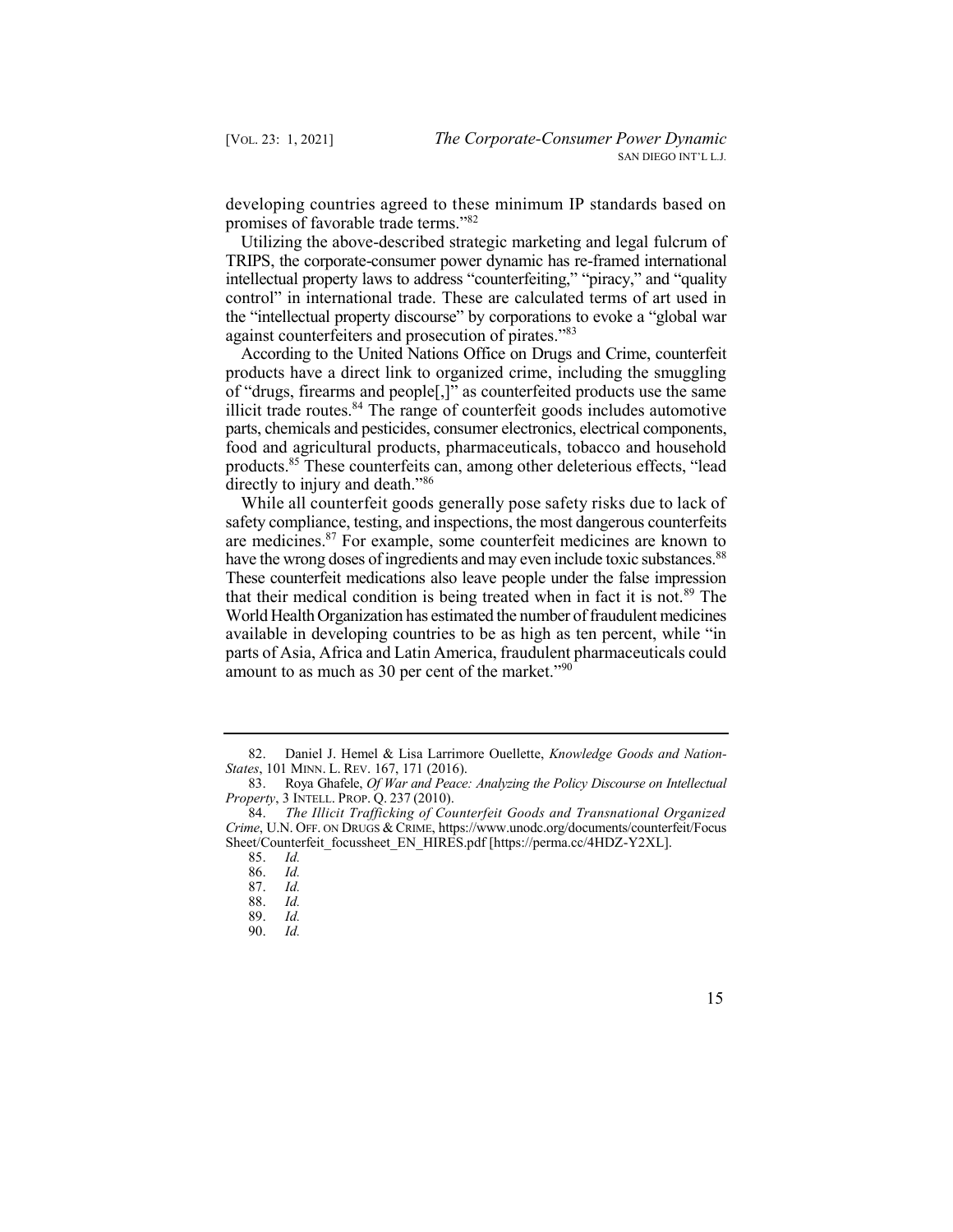developing countries agreed to these minimum IP standards based on promises of favorable trade terms."[82]

Utilizing the above-described strategic marketing and legal fulcrum of TRIPS, the corporate-consumer power dynamic has re-framed international intellectual property laws to address "counterfeiting," "piracy," and "quality control" in international trade. These are calculated terms of art used in the "intellectual property discourse" by corporations to evoke a "global war against counterfeiters and prosecution of pirates."[83]

According to the United Nations Office on Drugs and Crime, counterfeit products have a direct link to organized crime, including the smuggling of "drugs, firearms and people[,]" as counterfeited products use the same illicit trade routes.[84] The range of counterfeit goods includes automotive parts, chemicals and pesticides, consumer electronics, electrical components, food and agricultural products, pharmaceuticals, tobacco and household products.[85] These counterfeits can, among other deleterious effects, "lead directly to injury and death."[86]

While all counterfeit goods generally pose safety risks due to lack of safety compliance, testing, and inspections, the most dangerous counterfeits are medicines.[87] For example, some counterfeit medicines are known to have the wrong doses of ingredients and may even include toxic substances.[88] These counterfeit medications also leave people under the false impression that their medical condition is being treated when in fact it is not.[89] The World Health Organization has estimated the number of fraudulent medicines available in developing countries to be as high as ten percent, while "in parts of Asia, Africa and Latin America, fraudulent pharmaceuticals could amount to as much as 30 per cent of the market."[90]

---

82. Daniel J. Hemel & Lisa Larrimore Ouellette, *Knowledge Goods and Nation-States*, 101 MINN. L. REV. 167, 171 (2016).

83. Roya Ghafele, *Of War and Peace: Analyzing the Policy Discourse on Intellectual Property*, 3 INTELL. PROP. Q. 237 (2010).

84. *The Illicit Trafficking of Counterfeit Goods and Transnational Organized Crime*, U.N. OFF. ON DRUGS & CRIME, https://www.unodc.org/documents/counterfeit/FocusSheet/Counterfeit_focussheet_EN_HIRES.pdf [https://perma.cc/4HDZ-Y2XL].

85. *Id.*

86. *Id.*

87. *Id.*

88. *Id.*

89. *Id.*

90. *Id.*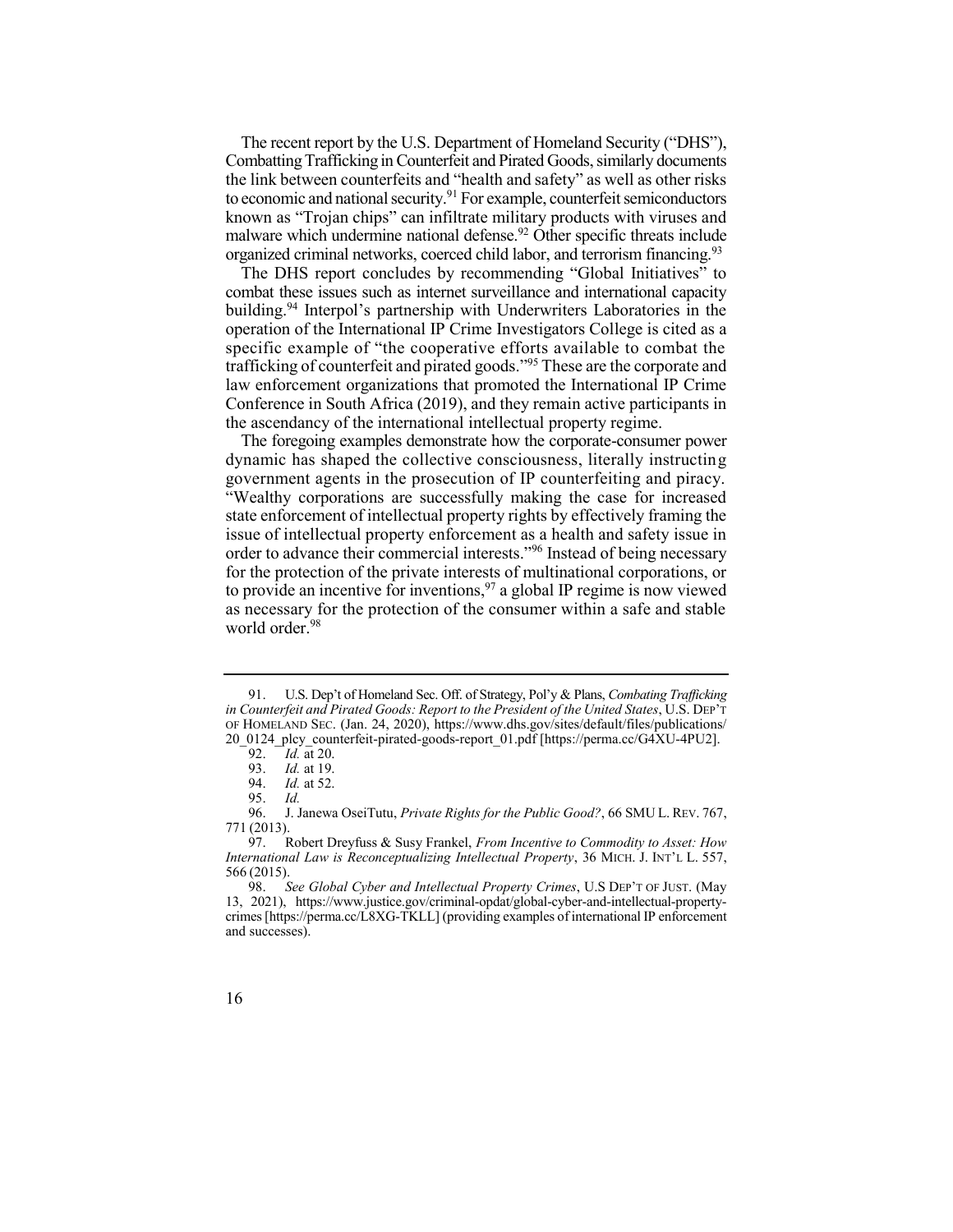The recent report by the U.S. Department of Homeland Security ("DHS"), Combatting Trafficking in Counterfeit and Pirated Goods, similarly documents the link between counterfeits and "health and safety" as well as other risks to economic and national security.[91] For example, counterfeit semiconductors known as "Trojan chips" can infiltrate military products with viruses and malware which undermine national defense.[92] Other specific threats include organized criminal networks, coerced child labor, and terrorism financing.[93]

The DHS report concludes by recommending "Global Initiatives" to combat these issues such as internet surveillance and international capacity building.[94] Interpol's partnership with Underwriters Laboratories in the operation of the International IP Crime Investigators College is cited as a specific example of "the cooperative efforts available to combat the trafficking of counterfeit and pirated goods."[95] These are the corporate and law enforcement organizations that promoted the International IP Crime Conference in South Africa (2019), and they remain active participants in the ascendancy of the international intellectual property regime.

The foregoing examples demonstrate how the corporate-consumer power dynamic has shaped the collective consciousness, literally instructing government agents in the prosecution of IP counterfeiting and piracy. "Wealthy corporations are successfully making the case for increased state enforcement of intellectual property rights by effectively framing the issue of intellectual property enforcement as a health and safety issue in order to advance their commercial interests."[96] Instead of being necessary for the protection of the private interests of multinational corporations, or to provide an incentive for inventions,[97] a global IP regime is now viewed as necessary for the protection of the consumer within a safe and stable world order.[98]

---

91. U.S. Dep't of Homeland Sec. Off. of Strategy, Pol'y & Plans, *Combating Trafficking in Counterfeit and Pirated Goods: Report to the President of the United States*, U.S. DEP'T OF HOMELAND SEC. (Jan. 24, 2020), https://www.dhs.gov/sites/default/files/publications/20_0124_plcy_counterfeit-pirated-goods-report_01.pdf [https://perma.cc/G4XU-4PU2].

92. *Id.* at 20.

93. *Id.* at 19.

94. *Id.* at 52.

95. *Id.*

96. J. Janewa OseiTutu, *Private Rights for the Public Good?*, 66 SMU L. REV. 767, 771 (2013).

97. Robert Dreyfuss & Susy Frankel, *From Incentive to Commodity to Asset: How International Law is Reconceptualizing Intellectual Property*, 36 MICH. J. INT'L L. 557, 566 (2015).

98. *See Global Cyber and Intellectual Property Crimes*, U.S DEP'T OF JUST. (May 13, 2021), https://www.justice.gov/criminal-opdat/global-cyber-and-intellectual-property-crimes [https://perma.cc/L8XG-TKLL] (providing examples of international IP enforcement and successes).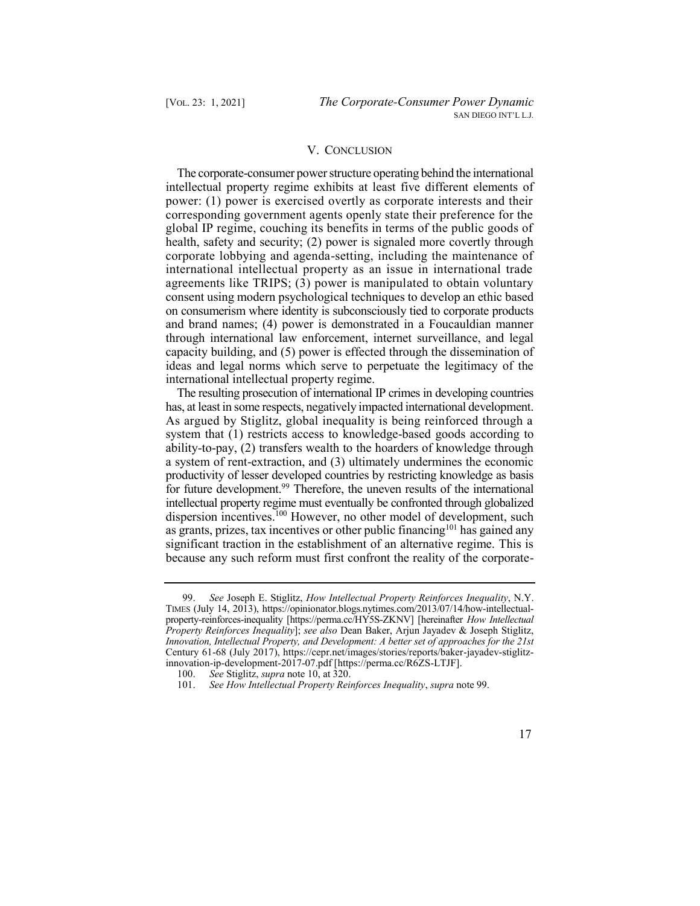## V. Conclusion

The corporate-consumer power structure operating behind the international intellectual property regime exhibits at least five different elements of power: (1) power is exercised overtly as corporate interests and their corresponding government agents openly state their preference for the global IP regime, couching its benefits in terms of the public goods of health, safety and security; (2) power is signaled more covertly through corporate lobbying and agenda-setting, including the maintenance of international intellectual property as an issue in international trade agreements like TRIPS; (3) power is manipulated to obtain voluntary consent using modern psychological techniques to develop an ethic based on consumerism where identity is subconsciously tied to corporate products and brand names; (4) power is demonstrated in a Foucauldian manner through international law enforcement, internet surveillance, and legal capacity building, and (5) power is effected through the dissemination of ideas and legal norms which serve to perpetuate the legitimacy of the international intellectual property regime.

The resulting prosecution of international IP crimes in developing countries has, at least in some respects, negatively impacted international development. As argued by Stiglitz, global inequality is being reinforced through a system that (1) restricts access to knowledge-based goods according to ability-to-pay, (2) transfers wealth to the hoarders of knowledge through a system of rent-extraction, and (3) ultimately undermines the economic productivity of lesser developed countries by restricting knowledge as basis for future development.[99] Therefore, the uneven results of the international intellectual property regime must eventually be confronted through globalized dispersion incentives.[100] However, no other model of development, such as grants, prizes, tax incentives or other public financing[101] has gained any significant traction in the establishment of an alternative regime. This is because any such reform must first confront the reality of the corporate-

---

99. *See* Joseph E. Stiglitz, *How Intellectual Property Reinforces Inequality*, N.Y. TIMES (July 14, 2013), https://opinionator.blogs.nytimes.com/2013/07/14/how-intellectual-property-reinforces-inequality [https://perma.cc/HY5S-ZKNV] [hereinafter *How Intellectual Property Reinforces Inequality*]; *see also* Dean Baker, Arjun Jayadev & Joseph Stiglitz, *Innovation, Intellectual Property, and Development: A better set of approaches for the 21st* Century 61-68 (July 2017), https://cepr.net/images/stories/reports/baker-jayadev-stiglitz-innovation-ip-development-2017-07.pdf [https://perma.cc/R6ZS-LTJF].

100. *See* Stiglitz, *supra* note 10, at 320.

101. *See How Intellectual Property Reinforces Inequality*, *supra* note 99.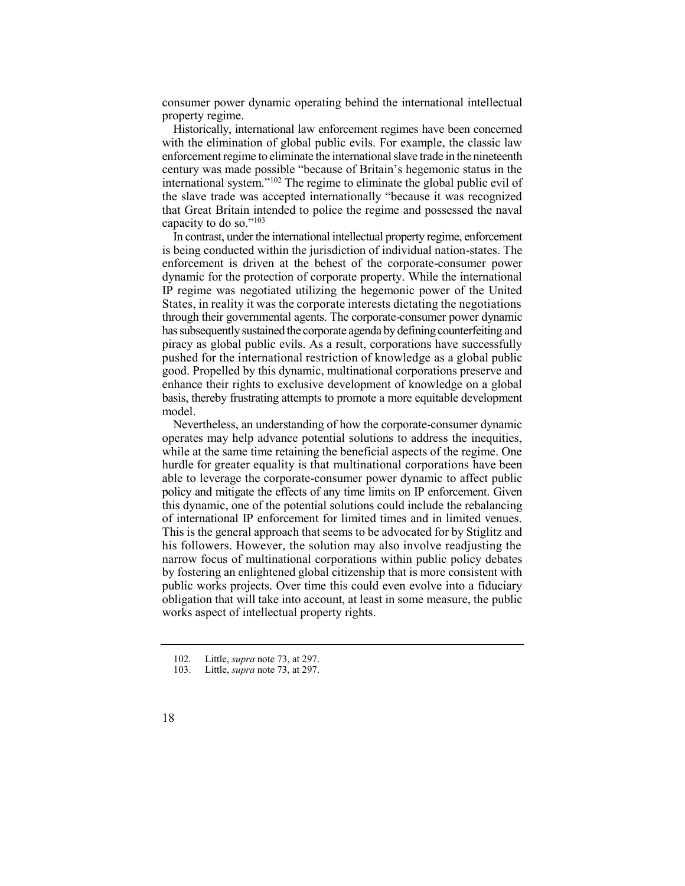consumer power dynamic operating behind the international intellectual property regime.

Historically, international law enforcement regimes have been concerned with the elimination of global public evils. For example, the classic law enforcement regime to eliminate the international slave trade in the nineteenth century was made possible "because of Britain's hegemonic status in the international system."[102] The regime to eliminate the global public evil of the slave trade was accepted internationally "because it was recognized that Great Britain intended to police the regime and possessed the naval capacity to do so."[103]

In contrast, under the international intellectual property regime, enforcement is being conducted within the jurisdiction of individual nation-states. The enforcement is driven at the behest of the corporate-consumer power dynamic for the protection of corporate property. While the international IP regime was negotiated utilizing the hegemonic power of the United States, in reality it was the corporate interests dictating the negotiations through their governmental agents. The corporate-consumer power dynamic has subsequently sustained the corporate agenda by defining counterfeiting and piracy as global public evils. As a result, corporations have successfully pushed for the international restriction of knowledge as a global public good. Propelled by this dynamic, multinational corporations preserve and enhance their rights to exclusive development of knowledge on a global basis, thereby frustrating attempts to promote a more equitable development model.

Nevertheless, an understanding of how the corporate-consumer dynamic operates may help advance potential solutions to address the inequities, while at the same time retaining the beneficial aspects of the regime. One hurdle for greater equality is that multinational corporations have been able to leverage the corporate-consumer power dynamic to affect public policy and mitigate the effects of any time limits on IP enforcement. Given this dynamic, one of the potential solutions could include the rebalancing of international IP enforcement for limited times and in limited venues. This is the general approach that seems to be advocated for by Stiglitz and his followers. However, the solution may also involve readjusting the narrow focus of multinational corporations within public policy debates by fostering an enlightened global citizenship that is more consistent with public works projects. Over time this could even evolve into a fiduciary obligation that will take into account, at least in some measure, the public works aspect of intellectual property rights.

---

102. Little, *supra* note 73, at 297.
103. Little, *supra* note 73, at 297.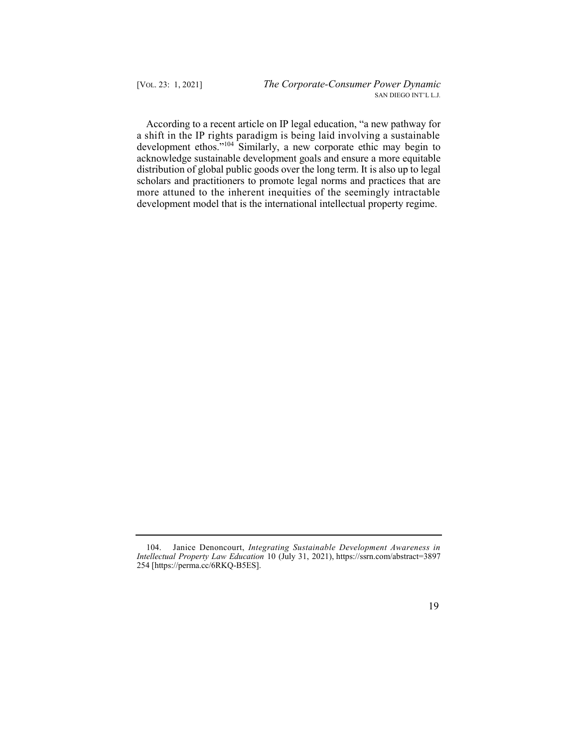According to a recent article on IP legal education, "a new pathway for a shift in the IP rights paradigm is being laid involving a sustainable development ethos."[104] Similarly, a new corporate ethic may begin to acknowledge sustainable development goals and ensure a more equitable distribution of global public goods over the long term. It is also up to legal scholars and practitioners to promote legal norms and practices that are more attuned to the inherent inequities of the seemingly intractable development model that is the international intellectual property regime.

---

104. Janice Denoncourt, *Integrating Sustainable Development Awareness in Intellectual Property Law Education* 10 (July 31, 2021), https://ssrn.com/abstract=3897254 [https://perma.cc/6RKQ-B5ES].